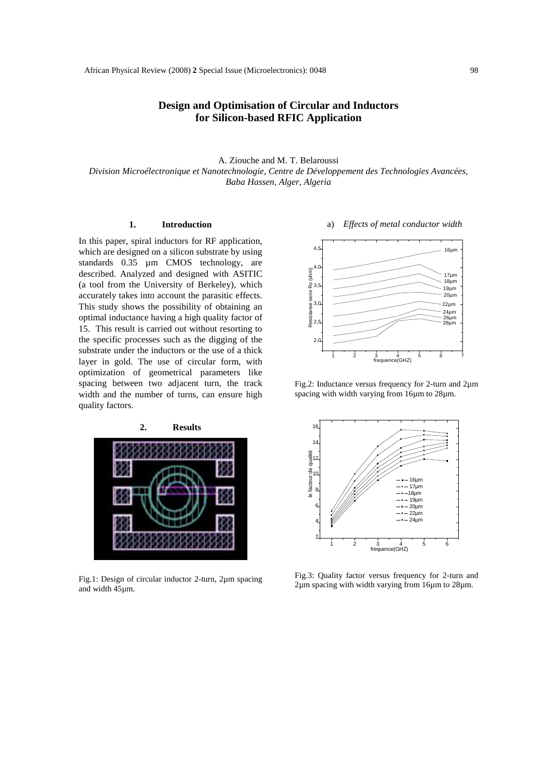# Design and Optimisation of Circular and Inductors for Silicon-based RFIC Application

A. Ziouche and M. T. Belaroussi

*Division Microélectronique et Nanotechnologie, Centre de Développement des Technologies Avancées, Baba Hassen, Alger, Algeria*

## 1. Introduction

In this paper, spiral inductors for RF application, which are designed on a silicon substrate by using standards 0.35 µm CMOS technology, are described. Analyzed and designed with ASITIC (a tool from the University of Berkeley), which accurately takes into account the parasitic effects. This study shows the possibility of obtaining an optimal inductance having a high quality factor of 15. This result is carried out without resorting to the specific processes such as the digging of the substrate under the inductors or the use of a thick layer in gold. The use of circular form, with optimization of geometrical parameters like spacing between two adjacent turn, the track width and the number of turns, can ensure high quality factors.

## 2. Results

Fig.1: Design of circular inductor 2-turn, 2µm spacing and width 45µm.

a) *Effects of metal conductor width*

Fig.2: Inductance versus frequency for 2-turn and 2µm spacing with width varying from 16µm to 28µm.

Fig.3: Quality factor versus frequency for 2-turn and 2µm spacing with width varying from 16µm to 28µm.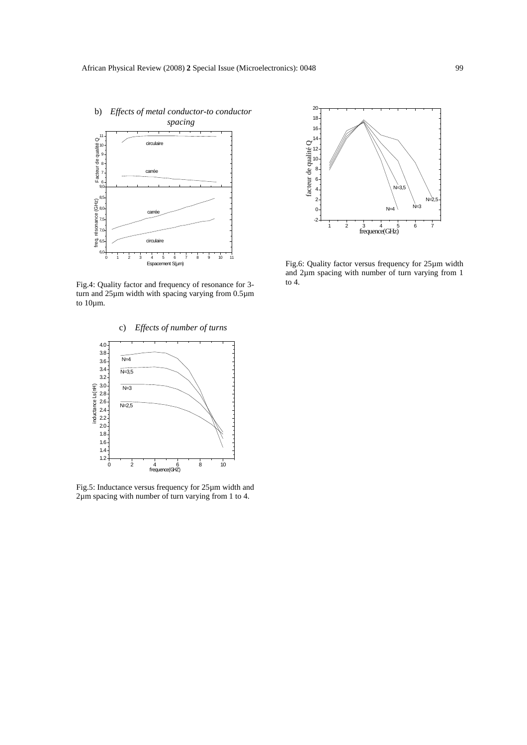b) *Effects of metal conductor-to conductor spacing*

Facteur de qualité Q

11
10
9
8
7
6

circulaire

carrée

freq. résonance (GHz)

9,0
8,5
8,0
7,5
7,0
6,5
6,0

carrée

circulaire

0 1 2 3 4 5 6 7 8 9 10 11

Espacement S(µm)

Fig.4: Quality factor and frequency of resonance for 3-turn and 25µm width with spacing varying from 0.5µm to 10µm.

c) *Effects of number of turns*

inductance Ls(nH)

4.0
3.8
3.6
3.4
3.2
3.0
2.8
2.6
2.4
2.2
2.0
1.8
1.6
1.4
1.2

N=4

N=3,5

N=3

N=2,5

0 2 4 6 8 10

frequence(GHZ)

Fig.5: Inductance versus frequency for 25µm width and 2µm spacing with number of turn varying from 1 to 4.

facteur de qualité Q

20
18
16
14
12
10
8
6
4
2
0
-2

N=3,5

N=2,5

N=3

N=4

1 2 3 4 5 6 7

frequence(GHz)

Fig.6: Quality factor versus frequency for 25µm width and 2µm spacing with number of turn varying from 1 to 4.